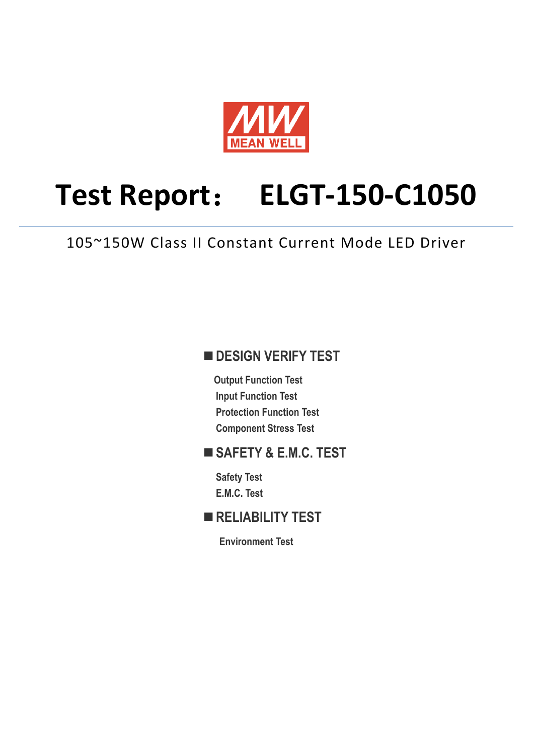MEAN WELL

# Test Report： ELGT-150-C1050

105~150W Class II Constant Current Mode LED Driver

## ■ DESIGN VERIFY TEST

Output Function Test

Input Function Test

Protection Function Test

Component Stress Test

## ■ SAFETY & E.M.C. TEST

Safety Test

E.M.C. Test

## ■ RELIABILITY TEST

Environment Test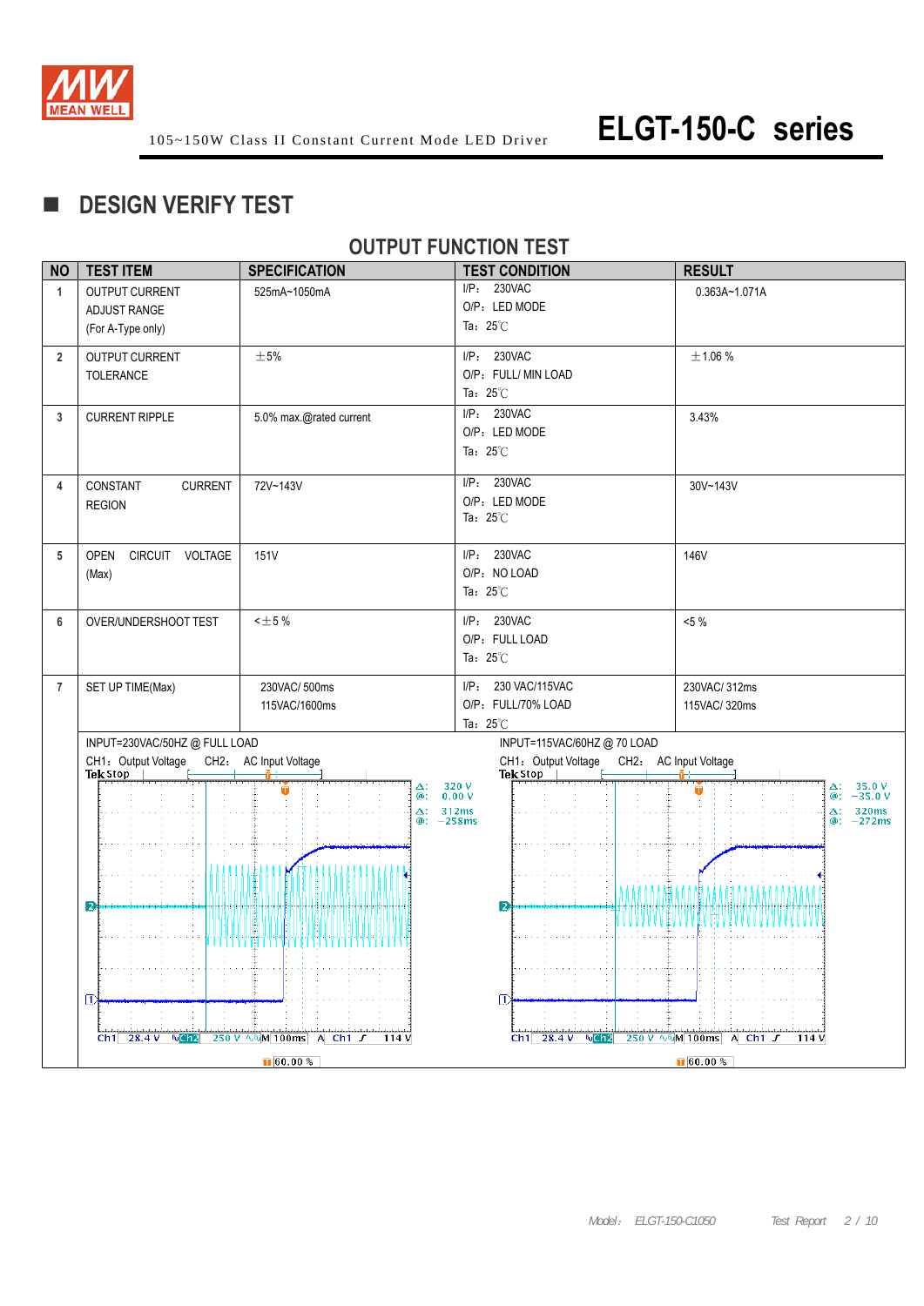105~150W Class II Constant Current Mode LED Driver

# ELGT-150-C series

## DESIGN VERIFY TEST

### OUTPUT FUNCTION TEST

| NO | TEST ITEM | SPECIFICATION | TEST CONDITION | RESULT |
|---|---|---|---|---|
| 1 | OUTPUT CURRENT ADJUST RANGE (For A-Type only) | 525mA~1050mA | I/P: 230VAC<br>O/P: LED MODE<br>Ta: 25℃ | 0.363A~1.071A |
| 2 | OUTPUT CURRENT TOLERANCE | ±5% | I/P: 230VAC<br>O/P: FULL/ MIN LOAD<br>Ta: 25℃ | ±1.06 % |
| 3 | CURRENT RIPPLE | 5.0% max.@rated current | I/P: 230VAC<br>O/P: LED MODE<br>Ta: 25℃ | 3.43% |
| 4 | CONSTANT CURRENT REGION | 72V~143V | I/P: 230VAC<br>O/P: LED MODE<br>Ta: 25℃ | 30V~143V |
| 5 | OPEN CIRCUIT VOLTAGE (Max) | 151V | I/P: 230VAC<br>O/P: NO LOAD<br>Ta: 25℃ | 146V |
| 6 | OVER/UNDERSHOOT TEST | <±5 % | I/P: 230VAC<br>O/P: FULL LOAD<br>Ta: 25℃ | <5 % |
| 7 | SET UP TIME(Max) | 230VAC/ 500ms<br>115VAC/1600ms | I/P: 230 VAC/115VAC<br>O/P: FULL/70% LOAD<br>Ta: 25℃ | 230VAC/ 312ms<br>115VAC/ 320ms |

INPUT=230VAC/50HZ @ FULL LOAD

CH1: Output Voltage CH2: AC Input Voltage

Tek Stop

Δ: 320 V
@: 0.00 V
Δ: 312ms
@: −258ms

Ch1 28.4 V Ch2 250 V M 100ms A Ch1 114 V

60.00 %

INPUT=115VAC/60HZ @ 70 LOAD

CH1: Output Voltage CH2: AC Input Voltage

Tek Stop

Δ: 35.0 V
@: −35.0 V
Δ: 320ms
@: −272ms

Ch1 28.4 V Ch2 250 V M 100ms A Ch1 114 V

60.00 %

Model: ELGT-150-C1050 Test Report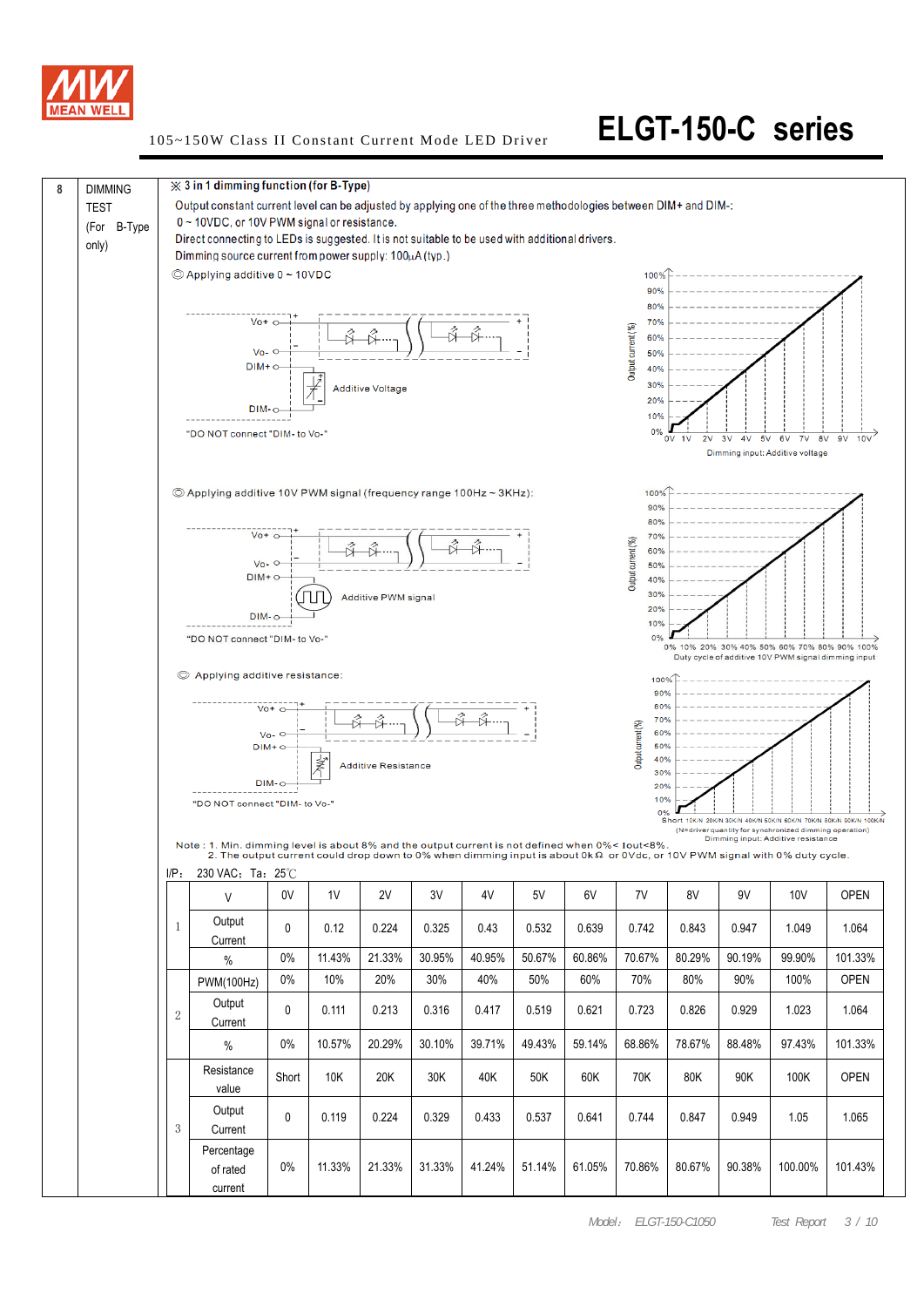105~150W Class II Constant Current Mode LED Driver

# ELGT-150-C series

8 DIMMING TEST (For B-Type only)

※ 3 in 1 dimming function (for B-Type)

Output constant current level can be adjusted by applying one of the three methodologies between DIM+ and DIM-:

0 ~ 10VDC, or 10V PWM signal or resistance.

Direct connecting to LEDs is suggested. It is not suitable to be used with additional drivers.

Dimming source current from power supply: 100μA (typ.)

◎ Applying additive 0 ~ 10VDC

Vo+
Vo-
DIM+
Additive Voltage
DIM-
"DO NOT connect "DIM- to Vo-"

100%
90%
80%
70%
60%
50%
40%
30%
20%
10%
0%
Output current(%)
0V 1V 2V 3V 4V 5V 6V 7V 8V 9V 10V
Dimming input: Additive voltage

◎ Applying additive 10V PWM signal (frequency range 100Hz ~ 3KHz):

Vo+
Vo-
DIM+
Additive PWM signal
DIM-
"DO NOT connect "DIM- to Vo-"

100%
90%
80%
70%
60%
50%
40%
30%
20%
10%
0%
Output current(%)
0% 10% 20% 30% 40% 50% 60% 70% 80% 90% 100%
Duty cycle of additive 10V PWM signal dimming input

◎ Applying additive resistance:

Vo+
Vo-
DIM+
Additive Resistance
DIM-
"DO NOT connect "DIM- to Vo-"

100%
90%
80%
70%
60%
50%
40%
30%
20%
10%
0%
Output current(%)
Short 10K/N 20K/N 30K/N 40K/N 50K/N 60K/N 70K/N 80K/N 90K/N 100K/N
(N=driver quantity for synchronized dimming operation)
Dimming input: Additive resistance

Note : 1. Min. dimming level is about 8% and the output current is not defined when 0%< Iout<8%.
2. The output current could drop down to 0% when dimming input is about 0kΩ or 0Vdc, or 10V PWM signal with 0% duty cycle.

I/P: 230 VAC; Ta: 25℃

| | | | | | | | | | | | | |
|---|---|---|---|---|---|---|---|---|---|---|---|---|
| | V | 0V | 1V | 2V | 3V | 4V | 5V | 6V | 7V | 8V | 9V | 10V | OPEN |
| 1 | Output Current | 0 | 0.12 | 0.224 | 0.325 | 0.43 | 0.532 | 0.639 | 0.742 | 0.843 | 0.947 | 1.049 | 1.064 |
| | % | 0% | 11.43% | 21.33% | 30.95% | 40.95% | 50.67% | 60.86% | 70.67% | 80.29% | 90.19% | 99.90% | 101.33% |
| 2 | PWM(100Hz) | 0% | 10% | 20% | 30% | 40% | 50% | 60% | 70% | 80% | 90% | 100% | OPEN |
| | Output Current | 0 | 0.111 | 0.213 | 0.316 | 0.417 | 0.519 | 0.621 | 0.723 | 0.826 | 0.929 | 1.023 | 1.064 |
| | % | 0% | 10.57% | 20.29% | 30.10% | 39.71% | 49.43% | 59.14% | 68.86% | 78.67% | 88.48% | 97.43% | 101.33% |
| 3 | Resistance value | Short | 10K | 20K | 30K | 40K | 50K | 60K | 70K | 80K | 90K | 100K | OPEN |
| | Output Current | 0 | 0.119 | 0.224 | 0.329 | 0.433 | 0.537 | 0.641 | 0.744 | 0.847 | 0.949 | 1.05 | 1.065 |
| | Percentage of rated current | 0% | 11.33% | 21.33% | 31.33% | 41.24% | 51.14% | 61.05% | 70.86% | 80.67% | 90.38% | 100.00% | 101.43% |

Model: ELGT-150-C1050 Test Report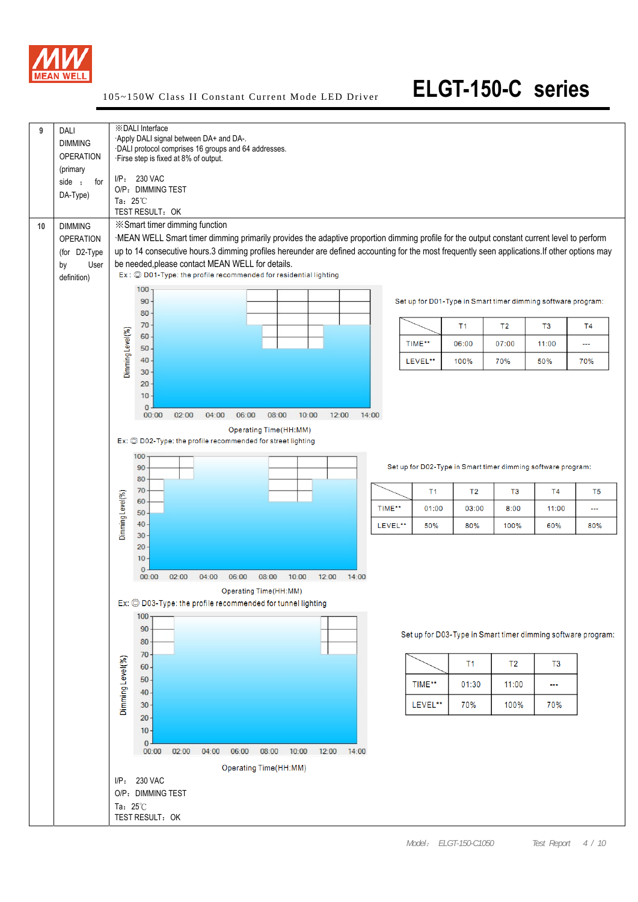| | | |
|---|---|---|
| 9 | DALI DIMMING OPERATION (primary side ： for DA-Type) | ※DALI Interface<br>·Apply DALI signal between DA+ and DA-.<br>·DALI protocol comprises 16 groups and 64 addresses.<br>·Firse step is fixed at 8% of output.<br><br>I/P： 230 VAC<br>O/P： DIMMING TEST<br>Ta： 25℃<br>TEST RESULT： OK |
| 10 | DIMMING OPERATION (for D2-Type by User definition) | ※Smart timer dimming function<br>·MEAN WELL Smart timer dimming primarily provides the adaptive proportion dimming profile for the output constant current level to perform up to 14 consecutive hours.3 dimming profiles hereunder are defined accounting for the most frequently seen applications.If other options may be needed,please contact MEAN WELL for details. |

Ex : ◎ D01-Type: the profile recommended for residential lighting

Dimming Level(%)
100
90
80
70
60
50
40
30
20
10
0
00:00 02:00 04:00 06:00 08:00 10:00 12:00 14:00
Operating Time(HH:MM)

Set up for D01-Type in Smart timer dimming software program:

| | T1 | T2 | T3 | T4 |
|---|---|---|---|---|
| TIME** | 06:00 | 07:00 | 11:00 | --- |
| LEVEL** | 100% | 70% | 50% | 70% |

Ex: ◎ D02-Type: the profile recommended for street lighting

Dimming Level(%)
100
90
80
70
60
50
40
30
20
10
0
00:00 02:00 04:00 06:00 08:00 10:00 12:00 14:00
Operating Time(HH:MM)

Set up for D02-Type in Smart timer dimming software program:

| | T1 | T2 | T3 | T4 | T5 |
|---|---|---|---|---|---|
| TIME** | 01:00 | 03:00 | 8:00 | 11:00 | --- |
| LEVEL** | 50% | 80% | 100% | 60% | 80% |

Ex: ◎ D03-Type: the profile recommended for tunnel lighting

Dimming Level(%)
100
90
80
70
60
50
40
30
20
10
0
00:00 02:00 04:00 06:00 08:00 10:00 12:00 14:00
Operating Time(HH:MM)

Set up for D03-Type in Smart timer dimming software program:

| | T1 | T2 | T3 |
|---|---|---|---|
| TIME** | 01:30 | 11:00 | --- |
| LEVEL** | 70% | 100% | 70% |

I/P： 230 VAC
O/P： DIMMING TEST
Ta： 25℃
TEST RESULT： OK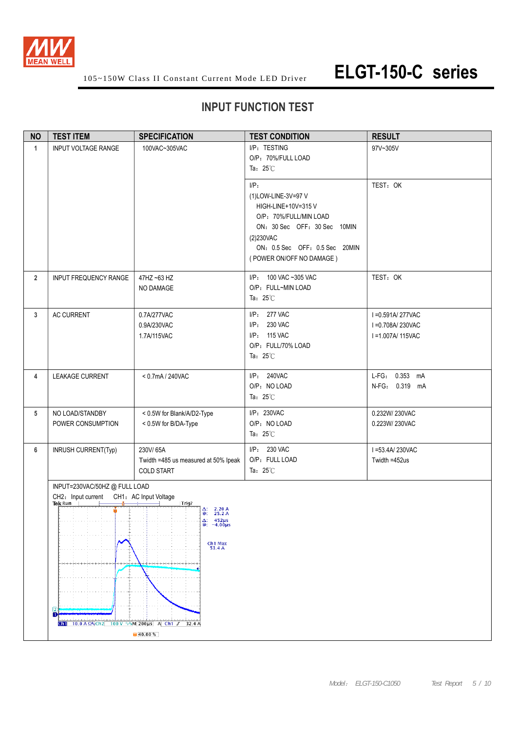# INPUT FUNCTION TEST

| NO | TEST ITEM | SPECIFICATION | TEST CONDITION | RESULT |
|---|---|---|---|---|
| 1 | INPUT VOLTAGE RANGE | 100VAC~305VAC | I/P：TESTING<br>O/P：70%/FULL LOAD<br>Ta：25℃ | 97V~305V |
| | | | I/P：<br>(1)LOW-LINE-3V=97 V<br>HIGH-LINE+10V=315 V<br>O/P：70%/FULL/MIN LOAD<br>ON：30 Sec OFF：30 Sec 10MIN<br>(2)230VAC<br>ON：0.5 Sec OFF：0.5 Sec 20MIN<br>( POWER ON/OFF NO DAMAGE ) | TEST：OK |
| 2 | INPUT FREQUENCY RANGE | 47HZ ~63 HZ<br>NO DAMAGE | I/P：100 VAC ~305 VAC<br>O/P：FULL~MIN LOAD<br>Ta：25℃ | TEST：OK |
| 3 | AC CURRENT | 0.7A/277VAC<br>0.9A/230VAC<br>1.7A/115VAC | I/P：277 VAC<br>I/P：230 VAC<br>I/P：115 VAC<br>O/P：FULL/70% LOAD<br>Ta：25℃ | I =0.591A/ 277VAC<br>I =0.708A/ 230VAC<br>I =1.007A/ 115VAC |
| 4 | LEAKAGE CURRENT | < 0.7mA / 240VAC | I/P：240VAC<br>O/P：NO LOAD<br>Ta：25℃ | L-FG：0.353 mA<br>N-FG：0.319 mA |
| 5 | NO LOAD/STANDBY POWER CONSUMPTION | < 0.5W for Blank/A/D2-Type<br>< 0.5W for B/DA-Type | I/P：230VAC<br>O/P：NO LOAD<br>Ta：25℃ | 0.232W/ 230VAC<br>0.223W/ 230VAC |
| 6 | INRUSH CURRENT(Typ) | 230V/ 65A<br>Twidth =485 us measured at 50% Ipeak<br>COLD START | I/P：230 VAC<br>O/P：FULL LOAD<br>Ta：25℃ | I =53.4A/ 230VAC<br>Twidth =452us |

INPUT=230VAC/50HZ @ FULL LOAD

CH2：Input current CH1：AC Input Voltage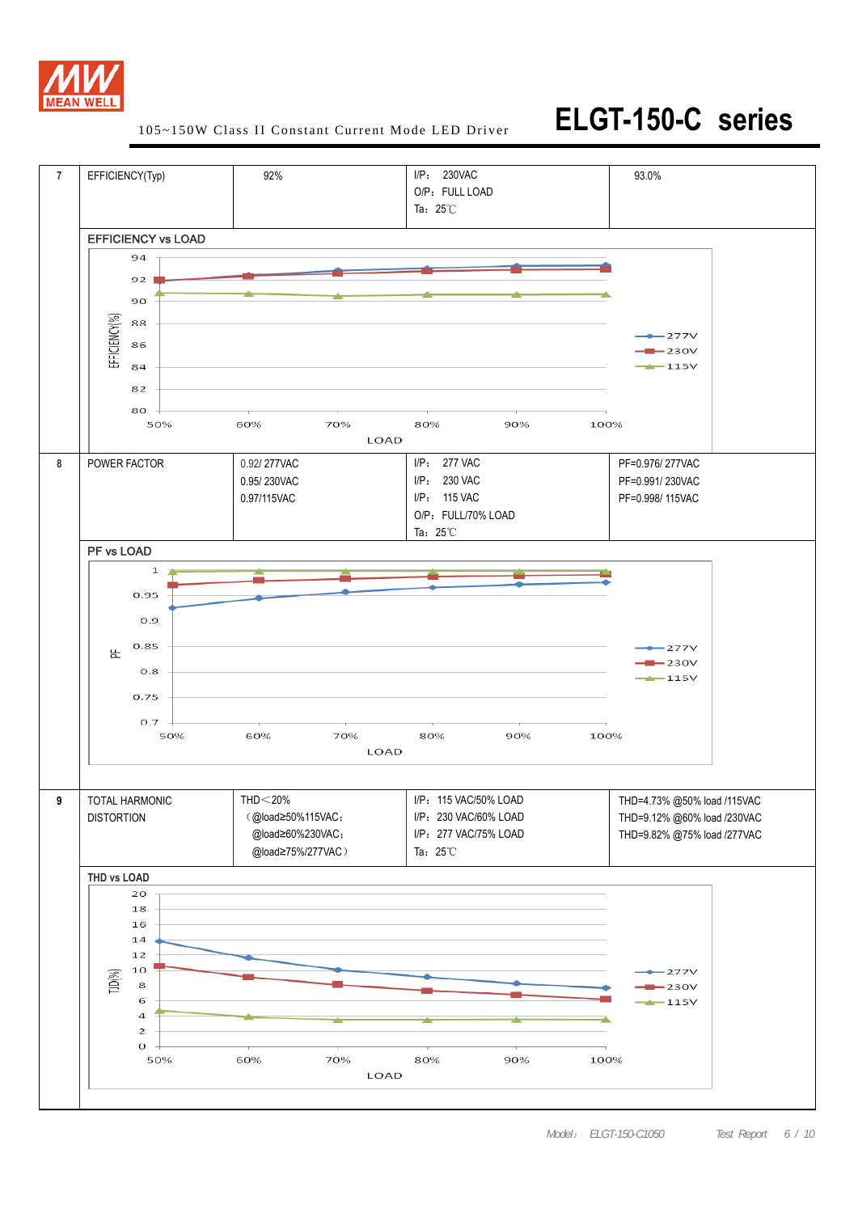| | | | | |
|---|---|---|---|---|
| 7 | EFFICIENCY(Typ) | 92% | I/P: 230VAC<br>O/P: FULL LOAD<br>Ta: 25℃ | 93.0% |

EFFICIENCY vs LOAD

94
92
90
88
86
84
82
80

EFFICIENCY(%)

50% 60% 70% 80% 90% 100%

LOAD

277V
230V
115V

| | | | | |
|---|---|---|---|---|
| 8 | POWER FACTOR | 0.92/ 277VAC<br>0.95/ 230VAC<br>0.97/115VAC | I/P: 277 VAC<br>I/P: 230 VAC<br>I/P: 115 VAC<br>O/P: FULL/70% LOAD<br>Ta: 25℃ | PF=0.976/ 277VAC<br>PF=0.991/ 230VAC<br>PF=0.998/ 115VAC |

PF vs LOAD

1
0.95
0.9
0.85
0.8
0.75
0.7

PF

50% 60% 70% 80% 90% 100%

LOAD

277V
230V
115V

| | | | | |
|---|---|---|---|---|
| 9 | TOTAL HARMONIC DISTORTION | THD＜20%<br>（@load≥50%115VAC;<br>@load≥60%230VAC;<br>@load≥75%/277VAC） | I/P: 115 VAC/50% LOAD<br>I/P: 230 VAC/60% LOAD<br>I/P: 277 VAC/75% LOAD<br>Ta: 25℃ | THD=4.73% @50% load /115VAC<br>THD=9.12% @60% load /230VAC<br>THD=9.82% @75% load /277VAC |

THD vs LOAD

20
18
16
14
12
10
8
6
4
2
0

TJD(%)

50% 60% 70% 80% 90% 100%

LOAD

277V
230V
115V

Model: ELGT-150-C1050 Test Report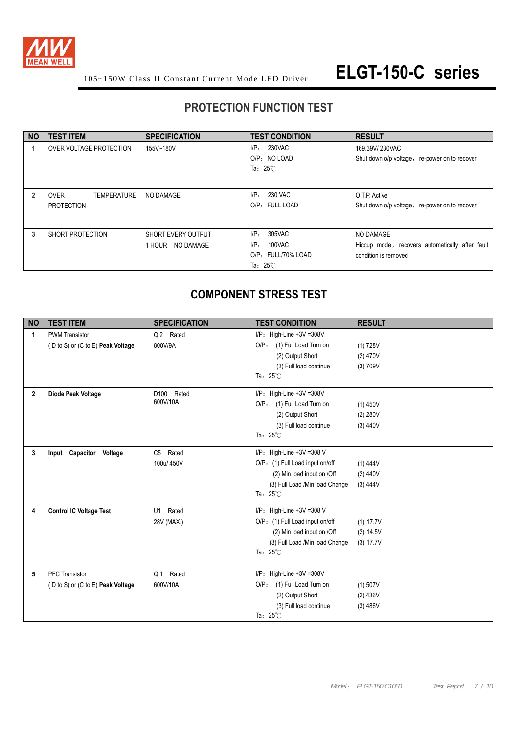## PROTECTION FUNCTION TEST

| NO | TEST ITEM | SPECIFICATION | TEST CONDITION | RESULT |
|---|---|---|---|---|
| 1 | OVER VOLTAGE PROTECTION | 155V~180V | I/P: 230VAC<br>O/P: NO LOAD<br>Ta: 25℃ | 169.39V/ 230VAC<br>Shut down o/p voltage, re-power on to recover |
| 2 | OVER TEMPERATURE PROTECTION | NO DAMAGE | I/P: 230 VAC<br>O/P: FULL LOAD | O.T.P. Active<br>Shut down o/p voltage, re-power on to recover |
| 3 | SHORT PROTECTION | SHORT EVERY OUTPUT<br>1 HOUR NO DAMAGE | I/P: 305VAC<br>I/P: 100VAC<br>O/P: FULL/70% LOAD<br>Ta: 25℃ | NO DAMAGE<br>Hiccup mode, recovers automatically after fault condition is removed |

## COMPONENT STRESS TEST

| NO | TEST ITEM | SPECIFICATION | TEST CONDITION | RESULT |
|---|---|---|---|---|
| 1 | PWM Transistor<br>( D to S) or (C to E) **Peak Voltage** | Q 2 Rated<br>800V/9A | I/P: High-Line +3V =308V<br>O/P: (1) Full Load Turn on<br>(2) Output Short<br>(3) Full load continue<br>Ta: 25℃ | (1) 728V<br>(2) 470V<br>(3) 709V |
| 2 | **Diode Peak Voltage** | D100 Rated<br>600V/10A | I/P: High-Line +3V =308V<br>O/P: (1) Full Load Turn on<br>(2) Output Short<br>(3) Full load continue<br>Ta: 25℃ | (1) 450V<br>(2) 280V<br>(3) 440V |
| 3 | **Input Capacitor Voltage** | C5 Rated<br>100u/ 450V | I/P: High-Line +3V =308 V<br>O/P: (1) Full Load input on/off<br>(2) Min load input on /Off<br>(3) Full Load /Min load Change<br>Ta: 25℃ | (1) 444V<br>(2) 440V<br>(3) 444V |
| 4 | **Control IC Voltage Test** | U1 Rated<br>28V (MAX.) | I/P: High-Line +3V =308 V<br>O/P: (1) Full Load input on/off<br>(2) Min load input on /Off<br>(3) Full Load /Min load Change<br>Ta: 25℃ | (1) 17.7V<br>(2) 14.5V<br>(3) 17.7V |
| 5 | PFC Transistor<br>( D to S) or (C to E) **Peak Voltage** | Q 1 Rated<br>600V/10A | I/P: High-Line +3V =308V<br>O/P: (1) Full Load Turn on<br>(2) Output Short<br>(3) Full load continue<br>Ta: 25℃ | (1) 507V<br>(2) 436V<br>(3) 486V |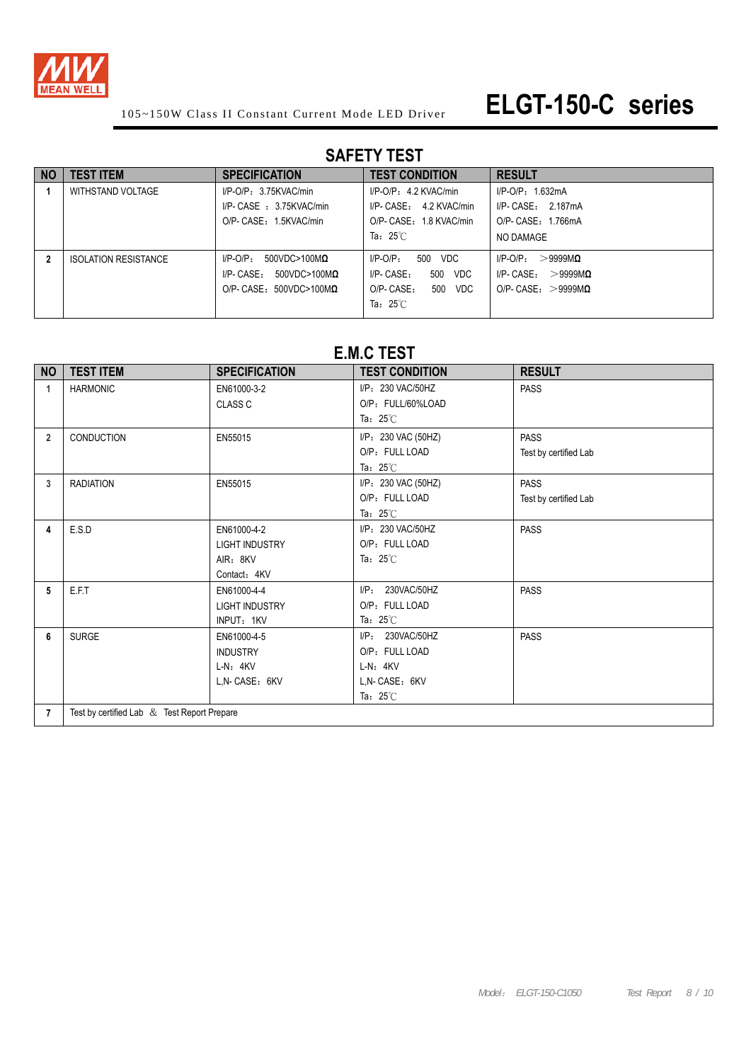# ELGT-150-C series

105~150W Class II Constant Current Mode LED Driver

## SAFETY TEST

| NO | TEST ITEM | SPECIFICATION | TEST CONDITION | RESULT |
|---|---|---|---|---|
| 1 | WITHSTAND VOLTAGE | I/P-O/P：3.75KVAC/min<br>I/P- CASE ：3.75KVAC/min<br>O/P- CASE：1.5KVAC/min | I/P-O/P：4.2 KVAC/min<br>I/P- CASE： 4.2 KVAC/min<br>O/P- CASE：1.8 KVAC/min<br>Ta：25℃ | I/P-O/P：1.632mA<br>I/P- CASE： 2.187mA<br>O/P- CASE：1.766mA<br>NO DAMAGE |
| 2 | ISOLATION RESISTANCE | I/P-O/P： 500VDC>100MΩ<br>I/P- CASE： 500VDC>100MΩ<br>O/P- CASE：500VDC>100MΩ | I/P-O/P： 500 VDC<br>I/P- CASE： 500 VDC<br>O/P- CASE： 500 VDC<br>Ta：25℃ | I/P-O/P： ＞9999MΩ<br>I/P- CASE： ＞9999MΩ<br>O/P- CASE：＞9999MΩ |

## E.M.C TEST

| NO | TEST ITEM | SPECIFICATION | TEST CONDITION | RESULT |
|---|---|---|---|---|
| 1 | HARMONIC | EN61000-3-2<br>CLASS C | I/P：230 VAC/50HZ<br>O/P：FULL/60%LOAD<br>Ta：25℃ | PASS |
| 2 | CONDUCTION | EN55015 | I/P：230 VAC (50HZ)<br>O/P：FULL LOAD<br>Ta：25℃ | PASS<br>Test by certified Lab |
| 3 | RADIATION | EN55015 | I/P：230 VAC (50HZ)<br>O/P：FULL LOAD<br>Ta：25℃ | PASS<br>Test by certified Lab |
| 4 | E.S.D | EN61000-4-2<br>LIGHT INDUSTRY<br>AIR：8KV<br>Contact：4KV | I/P：230 VAC/50HZ<br>O/P：FULL LOAD<br>Ta：25℃ | PASS |
| 5 | E.F.T | EN61000-4-4<br>LIGHT INDUSTRY<br>INPUT：1KV | I/P： 230VAC/50HZ<br>O/P：FULL LOAD<br>Ta：25℃ | PASS |
| 6 | SURGE | EN61000-4-5<br>INDUSTRY<br>L-N：4KV<br>L,N- CASE：6KV | I/P： 230VAC/50HZ<br>O/P：FULL LOAD<br>L-N：4KV<br>L,N- CASE：6KV<br>Ta：25℃ | PASS |
| 7 | Test by certified Lab ＆ Test Report Prepare | | | |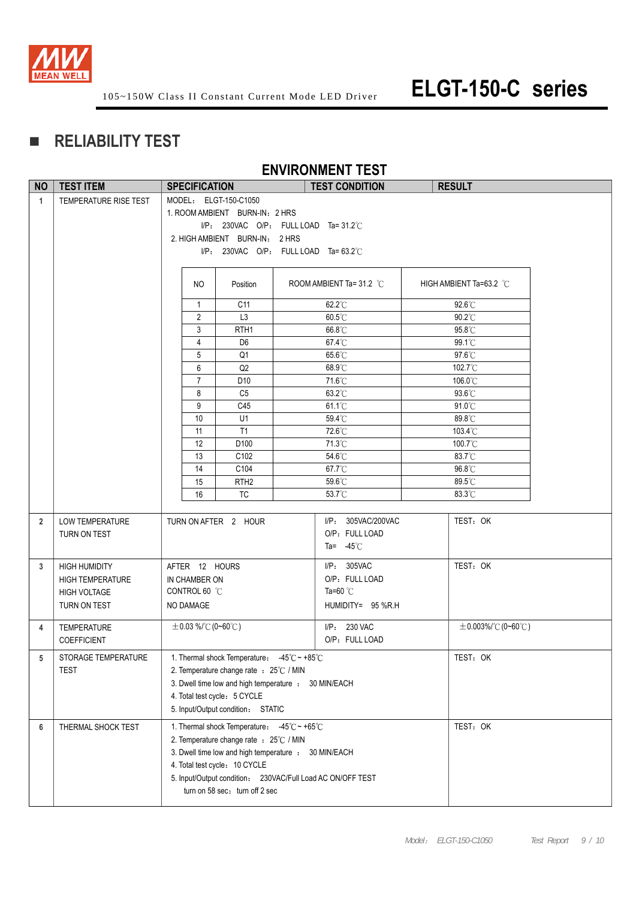# RELIABILITY TEST

## ENVIRONMENT TEST

| NO | TEST ITEM | SPECIFICATION | TEST CONDITION | RESULT |
|---|---|---|---|---|
| 1 | TEMPERATURE RISE TEST | MODEL: ELGT-150-C1050<br>1. ROOM AMBIENT BURN-IN: 2 HRS<br>I/P: 230VAC O/P: FULL LOAD Ta= 31.2℃<br>2. HIGH AMBIENT BURN-IN: 2 HRS<br>I/P: 230VAC O/P: FULL LOAD Ta= 63.2℃ | | |

| NO | Position | ROOM AMBIENT Ta= 31.2 ℃ | HIGH AMBIENT Ta=63.2 ℃ |
|---|---|---|---|
| 1 | C11 | 62.2℃ | 92.6℃ |
| 2 | L3 | 60.5℃ | 90.2℃ |
| 3 | RTH1 | 66.8℃ | 95.8℃ |
| 4 | D6 | 67.4℃ | 99.1℃ |
| 5 | Q1 | 65.6℃ | 97.6℃ |
| 6 | Q2 | 68.9℃ | 102.7℃ |
| 7 | D10 | 71.6℃ | 106.0℃ |
| 8 | C5 | 63.2℃ | 93.6℃ |
| 9 | C45 | 61.1℃ | 91.0℃ |
| 10 | U1 | 59.4℃ | 89.8℃ |
| 11 | T1 | 72.6℃ | 103.4℃ |
| 12 | D100 | 71.3℃ | 100.7℃ |
| 13 | C102 | 54.6℃ | 83.7℃ |
| 14 | C104 | 67.7℃ | 96.8℃ |
| 15 | RTH2 | 59.6℃ | 89.5℃ |
| 16 | TC | 53.7℃ | 83.3℃ |

| NO | TEST ITEM | SPECIFICATION | TEST CONDITION | RESULT |
|---|---|---|---|---|
| 2 | LOW TEMPERATURE TURN ON TEST | TURN ON AFTER 2 HOUR | I/P: 305VAC/200VAC<br>O/P: FULL LOAD<br>Ta= -45℃ | TEST: OK |
| 3 | HIGH HUMIDITY HIGH TEMPERATURE HIGH VOLTAGE TURN ON TEST | AFTER 12 HOURS<br>IN CHAMBER ON<br>CONTROL 60 ℃<br>NO DAMAGE | I/P: 305VAC<br>O/P: FULL LOAD<br>Ta=60 ℃<br>HUMIDITY= 95 %R.H | TEST: OK |
| 4 | TEMPERATURE COEFFICIENT | ±0.03 %/℃ (0~60℃) | I/P: 230 VAC<br>O/P: FULL LOAD | ±0.003%/℃ (0~60℃) |
| 5 | STORAGE TEMPERATURE TEST | 1. Thermal shock Temperature: -45℃ ~ +85℃<br>2. Temperature change rate : 25℃ / MIN<br>3. Dwell time low and high temperature : 30 MIN/EACH<br>4. Total test cycle: 5 CYCLE<br>5. Input/Output condition: STATIC | | TEST: OK |
| 6 | THERMAL SHOCK TEST | 1. Thermal shock Temperature: -45℃ ~ +65℃<br>2. Temperature change rate : 25℃ / MIN<br>3. Dwell time low and high temperature : 30 MIN/EACH<br>4. Total test cycle: 10 CYCLE<br>5. Input/Output condition: 230VAC/Full Load AC ON/OFF TEST<br>turn on 58 sec; turn off 2 sec | | TEST: OK |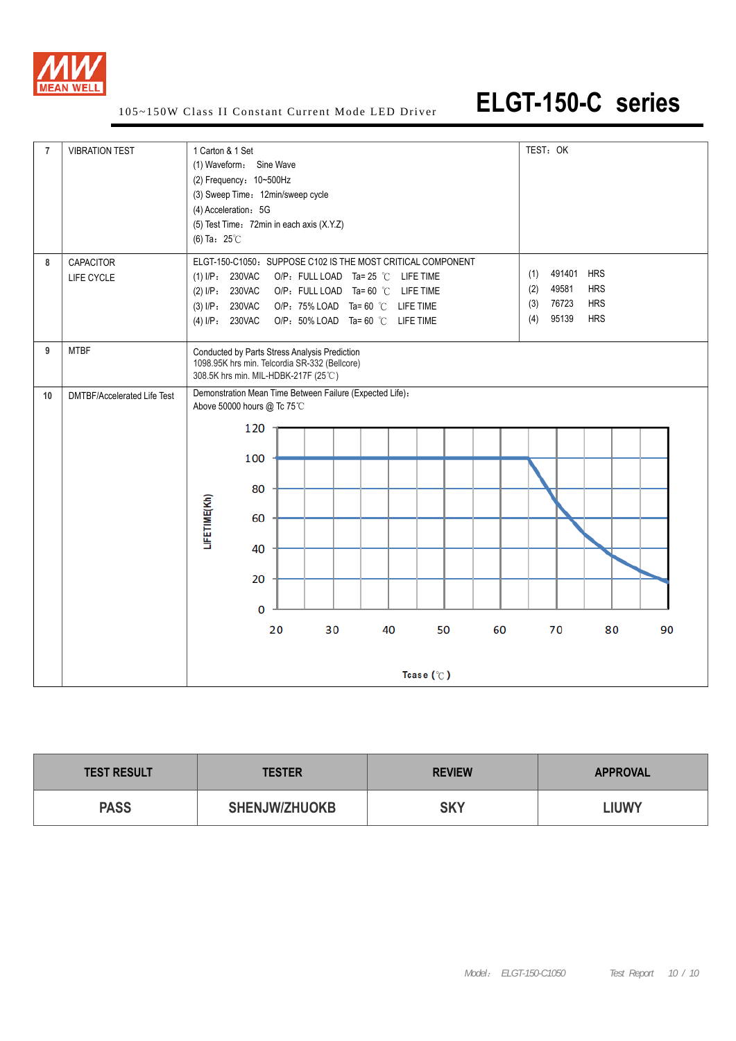105~150W Class II Constant Current Mode LED Driver

# ELGT-150-C series

| | | | |
|---|---|---|---|
| 7 | VIBRATION TEST | 1 Carton & 1 Set<br>(1) Waveform： Sine Wave<br>(2) Frequency：10~500Hz<br>(3) Sweep Time：12min/sweep cycle<br>(4) Acceleration：5G<br>(5) Test Time：72min in each axis (X.Y.Z)<br>(6) Ta：25℃ | TEST：OK |
| 8 | CAPACITOR LIFE CYCLE | ELGT-150-C1050：SUPPOSE C102 IS THE MOST CRITICAL COMPONENT<br>(1) I/P： 230VAC O/P：FULL LOAD Ta= 25 ℃ LIFE TIME<br>(2) I/P： 230VAC O/P：FULL LOAD Ta= 60 ℃ LIFE TIME<br>(3) I/P： 230VAC O/P：75% LOAD Ta= 60 ℃ LIFE TIME<br>(4) I/P： 230VAC O/P：50% LOAD Ta= 60 ℃ LIFE TIME | (1) 491401 HRS<br>(2) 49581 HRS<br>(3) 76723 HRS<br>(4) 95139 HRS |
| 9 | MTBF | Conducted by Parts Stress Analysis Prediction<br>1098.95K hrs min. Telcordia SR-332 (Bellcore)<br>308.5K hrs min. MIL-HDBK-217F (25℃) | |
| 10 | DMTBF/Accelerated Life Test | Demonstration Mean Time Between Failure (Expected Life)：<br>Above 50000 hours @ Tc 75℃ | |

LIFETIME(Kh)

120
100
80
60
40
20
0

20 30 40 50 60 70 80 90

Tcase (℃)

| TEST RESULT | TESTER | REVIEW | APPROVAL |
|---|---|---|---|
| PASS | SHENJW/ZHUOKB | SKY | LIUWY |

Model：ELGT-150-C1050 Test Report